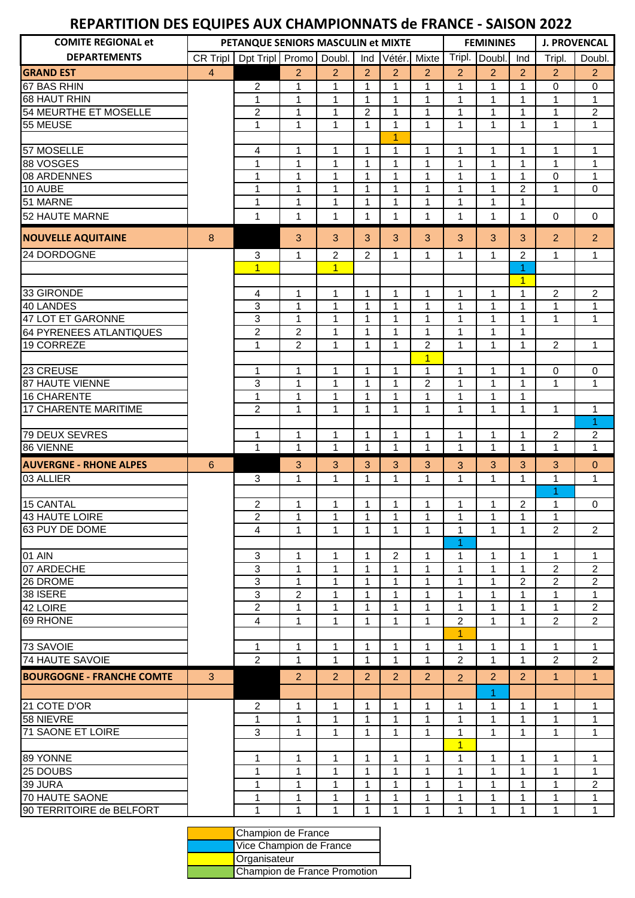# REPARTITION DES EQUIPES AUX CHAMPIONNATS de FRANCE - SAISON 2022

| COMITE REGIONAL et | PETANQUE SENIORS MASCULIN et MIXTE | | | | | | | FEMININES | | | J. PROVENCAL | |
|---|---|---|---|---|---|---|---|---|---|---|---|---|
| DEPARTEMENTS | CR Tripl | Dpt Tripl | Promo | Doubl. | Ind | Vétér. | Mixte | Tripl. | Doubl. | Ind | Tripl. | Doubl. |
| **GRAND EST** | 4 | | 2 | 2 | 2 | 2 | 2 | 2 | 2 | 2 | 2 | 2 |
| 67 BAS RHIN | | 2 | 1 | 1 | 1 | 1 | 1 | 1 | 1 | 1 | 0 | 0 |
| 68 HAUT RHIN | | 1 | 1 | 1 | 1 | 1 | 1 | 1 | 1 | 1 | 1 | 1 |
| 54 MEURTHE ET MOSELLE | | 2 | 1 | 1 | 2 | 1 | 1 | 1 | 1 | 1 | 1 | 2 |
| 55 MEUSE | | 1 | 1 | 1 | 1 | 1 | 1 | 1 | 1 | 1 | 1 | 1 |
| | | | | | | 1 | | | | | | |
| 57 MOSELLE | | 4 | 1 | 1 | 1 | 1 | 1 | 1 | 1 | 1 | 1 | 1 |
| 88 VOSGES | | 1 | 1 | 1 | 1 | 1 | 1 | 1 | 1 | 1 | 1 | 1 |
| 08 ARDENNES | | 1 | 1 | 1 | 1 | 1 | 1 | 1 | 1 | 1 | 0 | 1 |
| 10 AUBE | | 1 | 1 | 1 | 1 | 1 | 1 | 1 | 1 | 2 | 1 | 0 |
| 51 MARNE | | 1 | 1 | 1 | 1 | 1 | 1 | 1 | 1 | 1 | | |
| 52 HAUTE MARNE | | 1 | 1 | 1 | 1 | 1 | 1 | 1 | 1 | 1 | 0 | 0 |
| **NOUVELLE AQUITAINE** | 8 | | 3 | 3 | 3 | 3 | 3 | 3 | 3 | 3 | 2 | 2 |
| 24 DORDOGNE | | 3 | 1 | 2 | 2 | 1 | 1 | 1 | 1 | 2 | 1 | 1 |
| | | 1 | | 1 | | | | | | 1 | | |
| | | | | | | | | | | 1 | | |
| 33 GIRONDE | | 4 | 1 | 1 | 1 | 1 | 1 | 1 | 1 | 1 | 2 | 2 |
| 40 LANDES | | 3 | 1 | 1 | 1 | 1 | 1 | 1 | 1 | 1 | 1 | 1 |
| 47 LOT ET GARONNE | | 3 | 1 | 1 | 1 | 1 | 1 | 1 | 1 | 1 | 1 | 1 |
| 64 PYRENEES ATLANTIQUES | | 2 | 2 | 1 | 1 | 1 | 1 | 1 | 1 | 1 | | |
| 19 CORREZE | | 1 | 2 | 1 | 1 | 1 | 2 | 1 | 1 | 1 | 2 | 1 |
| | | | | | | | 1 | | | | | |
| 23 CREUSE | | 1 | 1 | 1 | 1 | 1 | 1 | 1 | 1 | 1 | 0 | 0 |
| 87 HAUTE VIENNE | | 3 | 1 | 1 | 1 | 1 | 2 | 1 | 1 | 1 | 1 | 1 |
| 16 CHARENTE | | 1 | 1 | 1 | 1 | 1 | 1 | 1 | 1 | 1 | | |
| 17 CHARENTE MARITIME | | 2 | 1 | 1 | 1 | 1 | 1 | 1 | 1 | 1 | 1 | 1 |
| | | | | | | | | | | | | 1 |
| 79 DEUX SEVRES | | 1 | 1 | 1 | 1 | 1 | 1 | 1 | 1 | 1 | 2 | 2 |
| 86 VIENNE | | 1 | 1 | 1 | 1 | 1 | 1 | 1 | 1 | 1 | 1 | 1 |
| **AUVERGNE - RHONE ALPES** | 6 | | 3 | 3 | 3 | 3 | 3 | 3 | 3 | 3 | 3 | 0 |
| 03 ALLIER | | 3 | 1 | 1 | 1 | 1 | 1 | 1 | 1 | 1 | 1 | 1 |
| | | | | | | | | | | | 1 | |
| 15 CANTAL | | 2 | 1 | 1 | 1 | 1 | 1 | 1 | 1 | 2 | 1 | 0 |
| 43 HAUTE LOIRE | | 2 | 1 | 1 | 1 | 1 | 1 | 1 | 1 | 1 | 1 | |
| 63 PUY DE DOME | | 4 | 1 | 1 | 1 | 1 | 1 | 1 | 1 | 1 | 2 | 2 |
| | | | | | | | | 1 | | | | |
| 01 AIN | | 3 | 1 | 1 | 1 | 2 | 1 | 1 | 1 | 1 | 1 | 1 |
| 07 ARDECHE | | 3 | 1 | 1 | 1 | 1 | 1 | 1 | 1 | 1 | 2 | 2 |
| 26 DROME | | 3 | 1 | 1 | 1 | 1 | 1 | 1 | 1 | 2 | 2 | 2 |
| 38 ISERE | | 3 | 2 | 1 | 1 | 1 | 1 | 1 | 1 | 1 | 1 | 1 |
| 42 LOIRE | | 2 | 1 | 1 | 1 | 1 | 1 | 1 | 1 | 1 | 1 | 2 |
| 69 RHONE | | 4 | 1 | 1 | 1 | 1 | 1 | 2 | 1 | 1 | 2 | 2 |
| | | | | | | | | 1 | | | | |
| 73 SAVOIE | | 1 | 1 | 1 | 1 | 1 | 1 | 1 | 1 | 1 | 1 | 1 |
| 74 HAUTE SAVOIE | | 2 | 1 | 1 | 1 | 1 | 1 | 2 | 1 | 1 | 2 | 2 |
| **BOURGOGNE - FRANCHE COMTE** | 3 | | 2 | 2 | 2 | 2 | 2 | 2 | 2 | 2 | 1 | 1 |
| | | | | | | | | | 1 | | | |
| 21 COTE D'OR | | 2 | 1 | 1 | 1 | 1 | 1 | 1 | 1 | 1 | 1 | 1 |
| 58 NIEVRE | | 1 | 1 | 1 | 1 | 1 | 1 | 1 | 1 | 1 | 1 | 1 |
| 71 SAONE ET LOIRE | | 3 | 1 | 1 | 1 | 1 | 1 | 1 | 1 | 1 | 1 | 1 |
| | | | | | | | | 1 | | | | |
| 89 YONNE | | 1 | 1 | 1 | 1 | 1 | 1 | 1 | 1 | 1 | 1 | 1 |
| 25 DOUBS | | 1 | 1 | 1 | 1 | 1 | 1 | 1 | 1 | 1 | 1 | 1 |
| 39 JURA | | 1 | 1 | 1 | 1 | 1 | 1 | 1 | 1 | 1 | 1 | 2 |
| 70 HAUTE SAONE | | 1 | 1 | 1 | 1 | 1 | 1 | 1 | 1 | 1 | 1 | 1 |
| 90 TERRITOIRE de BELFORT | | 1 | 1 | 1 | 1 | 1 | 1 | 1 | 1 | 1 | 1 | 1 |

| Couleur | Légende |
|---|---|
| Orange | Champion de France |
| Bleu | Vice Champion de France |
| Jaune | Organisateur |
| Vert | Champion de France Promotion |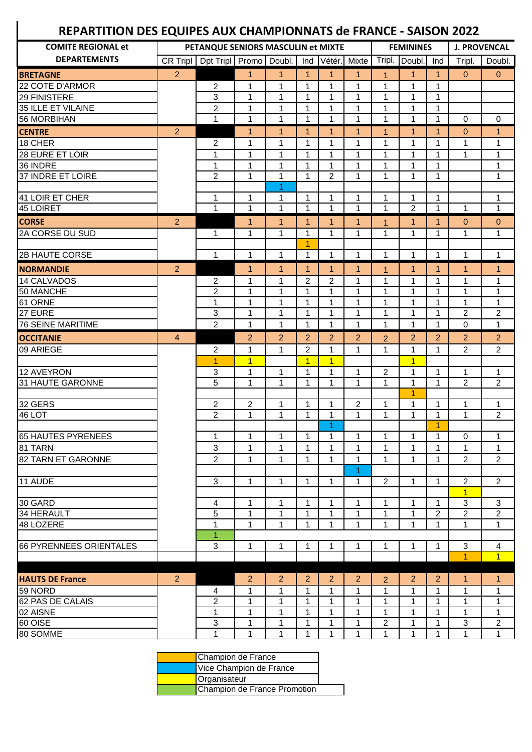# REPARTITION DES EQUIPES AUX CHAMPIONNATS de FRANCE - SAISON 2022

| COMITE REGIONAL et | PETANQUE SENIORS MASCULIN et MIXTE | | | | | | | FEMININES | | | J. PROVENCAL | |
|---|---|---|---|---|---|---|---|---|---|---|---|---|
| DEPARTEMENTS | CR Tripl | Dpt Tripl | Promo | Doubl. | Ind | Vétér. | Mixte | Tripl. | Doubl. | Ind | Tripl. | Doubl. |
| **BRETAGNE** | 2 | | 1 | 1 | 1 | 1 | 1 | 1 | 1 | 1 | 0 | 0 |
| 22 COTE D'ARMOR | | 2 | 1 | 1 | 1 | 1 | 1 | 1 | 1 | 1 | | |
| 29 FINISTERE | | 3 | 1 | 1 | 1 | 1 | 1 | 1 | 1 | 1 | | |
| 35 ILLE ET VILAINE | | 2 | 1 | 1 | 1 | 1 | 1 | 1 | 1 | 1 | | |
| 56 MORBIHAN | | 1 | 1 | 1 | 1 | 1 | 1 | 1 | 1 | 1 | 0 | 0 |
| **CENTRE** | 2 | | 1 | 1 | 1 | 1 | 1 | 1 | 1 | 1 | 0 | 1 |
| 18 CHER | | 2 | 1 | 1 | 1 | 1 | 1 | 1 | 1 | 1 | 1 | 1 |
| 28 EURE ET LOIR | | 1 | 1 | 1 | 1 | 1 | 1 | 1 | 1 | 1 | 1 | 1 |
| 36 INDRE | | 1 | 1 | 1 | 1 | 1 | 1 | 1 | 1 | 1 | | 1 |
| 37 INDRE ET LOIRE | | 2 | 1 | 1 | 1 | 2 | 1 | 1 | 1 | 1 | | 1 |
| | | | | 1 | | | | | | | | |
| 41 LOIR ET CHER | | 1 | 1 | 1 | 1 | 1 | 1 | 1 | 1 | 1 | | 1 |
| 45 LOIRET | | 1 | 1 | 1 | 1 | 1 | 1 | 1 | 2 | 1 | 1 | 1 |
| **CORSE** | 2 | | 1 | 1 | 1 | 1 | 1 | 1 | 1 | 1 | 0 | 0 |
| 2A CORSE DU SUD | | 1 | 1 | 1 | 1 | 1 | 1 | 1 | 1 | 1 | 1 | 1 |
| | | | | | 1 | | | | | | | |
| 2B HAUTE CORSE | | 1 | 1 | 1 | 1 | 1 | 1 | 1 | 1 | 1 | 1 | 1 |
| **NORMANDIE** | 2 | | 1 | 1 | 1 | 1 | 1 | 1 | 1 | 1 | 1 | 1 |
| 14 CALVADOS | | 2 | 1 | 1 | 2 | 2 | 1 | 1 | 1 | 1 | 1 | 1 |
| 50 MANCHE | | 2 | 1 | 1 | 1 | 1 | 1 | 1 | 1 | 1 | 1 | 1 |
| 61 ORNE | | 1 | 1 | 1 | 1 | 1 | 1 | 1 | 1 | 1 | 1 | 1 |
| 27 EURE | | 3 | 1 | 1 | 1 | 1 | 1 | 1 | 1 | 1 | 2 | 2 |
| 76 SEINE MARITIME | | 2 | 1 | 1 | 1 | 1 | 1 | 1 | 1 | 1 | 0 | 1 |
| **OCCITANIE** | 4 | | 2 | 2 | 2 | 2 | 2 | 2 | 2 | 2 | 2 | 2 |
| 09 ARIEGE | | 2 | 1 | 1 | 2 | 1 | 1 | 1 | 1 | 1 | 2 | 2 |
| | | 1 | 1 | | 1 | 1 | | | 1 | | | |
| 12 AVEYRON | | 3 | 1 | 1 | 1 | 1 | 1 | 2 | 1 | 1 | 1 | 1 |
| 31 HAUTE GARONNE | | 5 | 1 | 1 | 1 | 1 | 1 | 1 | 1 | 1 | 2 | 2 |
| | | | | | | | | | 1 | | | |
| 32 GERS | | 2 | 2 | 1 | 1 | 1 | 2 | 1 | 1 | 1 | 1 | 1 |
| 46 LOT | | 2 | 1 | 1 | 1 | 1 | 1 | 1 | 1 | 1 | 1 | 2 |
| | | | | | | 1 | | | | 1 | | |
| 65 HAUTES PYRENEES | | 1 | 1 | 1 | 1 | 1 | 1 | 1 | 1 | 1 | 0 | 1 |
| 81 TARN | | 3 | 1 | 1 | 1 | 1 | 1 | 1 | 1 | 1 | 1 | 1 |
| 82 TARN ET GARONNE | | 2 | 1 | 1 | 1 | 1 | 1 | 1 | 1 | 1 | 2 | 2 |
| | | | | | | | 1 | | | | | |
| 11 AUDE | | 3 | 1 | 1 | 1 | 1 | 1 | 2 | 1 | 1 | 2 | 2 |
| | | | | | | | | | | | 1 | |
| 30 GARD | | 4 | 1 | 1 | 1 | 1 | 1 | 1 | 1 | 1 | 3 | 3 |
| 34 HERAULT | | 5 | 1 | 1 | 1 | 1 | 1 | 1 | 1 | 2 | 2 | 2 |
| 48 LOZERE | | 1 | 1 | 1 | 1 | 1 | 1 | 1 | 1 | 1 | 1 | 1 |
| | | 1 | | | | | | | | | | |
| 66 PYRENNEES ORIENTALES | | 3 | 1 | 1 | 1 | 1 | 1 | 1 | 1 | 1 | 3 | 4 |
| | | | | | | | | | | | 1 | 1 |
| **HAUTS DE France** | 2 | | 2 | 2 | 2 | 2 | 2 | 2 | 2 | 2 | 1 | 1 |
| 59 NORD | | 4 | 1 | 1 | 1 | 1 | 1 | 1 | 1 | 1 | 1 | 1 |
| 62 PAS DE CALAIS | | 2 | 1 | 1 | 1 | 1 | 1 | 1 | 1 | 1 | 1 | 1 |
| 02 AISNE | | 1 | 1 | 1 | 1 | 1 | 1 | 1 | 1 | 1 | 1 | 1 |
| 60 OISE | | 3 | 1 | 1 | 1 | 1 | 1 | 2 | 1 | 1 | 3 | 2 |
| 80 SOMME | | 1 | 1 | 1 | 1 | 1 | 1 | 1 | 1 | 1 | 1 | 1 |

| Couleur | Légende |
|---|---|
| (orange) | Champion de France |
| (bleu) | Vice Champion de France |
| (jaune) | Organisateur |
| (vert) | Champion de France Promotion |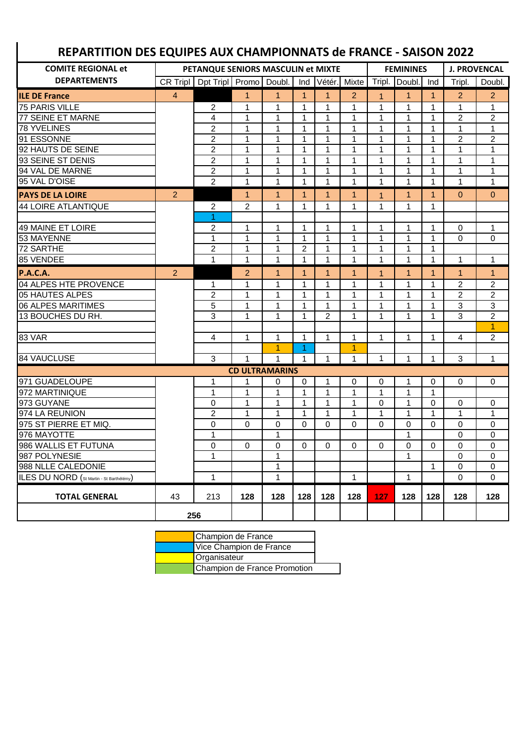# REPARTITION DES EQUIPES AUX CHAMPIONNATS de FRANCE - SAISON 2022

| COMITE REGIONAL et DEPARTEMENTS | PETANQUE SENIORS MASCULIN et MIXTE | | | | | | | FEMININES | | | J. PROVENCAL | |
|---|---|---|---|---|---|---|---|---|---|---|---|---|
| | CR Tripl | Dpt Tripl | Promo | Doubl. | Ind | Vétér. | Mixte | Tripl. | Doubl. | Ind | Tripl. | Doubl. |
| **ILE DE France** | 4 | | 1 | 1 | 1 | 1 | 2 | 1 | 1 | 1 | 2 | 2 |
| 75 PARIS VILLE | | 2 | 1 | 1 | 1 | 1 | 1 | 1 | 1 | 1 | 1 | 1 |
| 77 SEINE ET MARNE | | 4 | 1 | 1 | 1 | 1 | 1 | 1 | 1 | 1 | 2 | 2 |
| 78 YVELINES | | 2 | 1 | 1 | 1 | 1 | 1 | 1 | 1 | 1 | 1 | 1 |
| 91 ESSONNE | | 2 | 1 | 1 | 1 | 1 | 1 | 1 | 1 | 1 | 2 | 2 |
| 92 HAUTS DE SEINE | | 2 | 1 | 1 | 1 | 1 | 1 | 1 | 1 | 1 | 1 | 1 |
| 93 SEINE ST DENIS | | 2 | 1 | 1 | 1 | 1 | 1 | 1 | 1 | 1 | 1 | 1 |
| 94 VAL DE MARNE | | 2 | 1 | 1 | 1 | 1 | 1 | 1 | 1 | 1 | 1 | 1 |
| 95 VAL D'OISE | | 2 | 1 | 1 | 1 | 1 | 1 | 1 | 1 | 1 | 1 | 1 |
| **PAYS DE LA LOIRE** | 2 | | 1 | 1 | 1 | 1 | 1 | 1 | 1 | 1 | 0 | 0 |
| 44 LOIRE ATLANTIQUE | | 2 | 2 | 1 | 1 | 1 | 1 | 1 | 1 | 1 | | |
| | | 1 | | | | | | | | | | |
| 49 MAINE ET LOIRE | | 2 | 1 | 1 | 1 | 1 | 1 | 1 | 1 | 1 | 0 | 1 |
| 53 MAYENNE | | 1 | 1 | 1 | 1 | 1 | 1 | 1 | 1 | 1 | 0 | 0 |
| 72 SARTHE | | 2 | 1 | 1 | 2 | 1 | 1 | 1 | 1 | 1 | | |
| 85 VENDEE | | 1 | 1 | 1 | 1 | 1 | 1 | 1 | 1 | 1 | 1 | 1 |
| **P.A.C.A.** | 2 | | 2 | 1 | 1 | 1 | 1 | 1 | 1 | 1 | 1 | 1 |
| 04 ALPES HTE PROVENCE | | 1 | 1 | 1 | 1 | 1 | 1 | 1 | 1 | 1 | 2 | 2 |
| 05 HAUTES ALPES | | 2 | 1 | 1 | 1 | 1 | 1 | 1 | 1 | 1 | 2 | 2 |
| 06 ALPES MARITIMES | | 5 | 1 | 1 | 1 | 1 | 1 | 1 | 1 | 1 | 3 | 3 |
| 13 BOUCHES DU RH. | | 3 | 1 | 1 | 1 | 2 | 1 | 1 | 1 | 1 | 3 | 2 |
| | | | | | | | | | | | | 1 |
| 83 VAR | | 4 | 1 | 1 | 1 | 1 | 1 | 1 | 1 | 1 | 4 | 2 |
| | | | | 1 | 1 | | 1 | | | | | |
| 84 VAUCLUSE | | 3 | 1 | 1 | 1 | 1 | 1 | 1 | 1 | 1 | 3 | 1 |
| **CD ULTRAMARINS** | | | | | | | | | | | | |
| 971 GUADELOUPE | | 1 | 1 | 0 | 0 | 1 | 0 | 0 | 1 | 0 | 0 | 0 |
| 972 MARTINIQUE | | 1 | 1 | 1 | 1 | 1 | 1 | 1 | 1 | 1 | | |
| 973 GUYANE | | 0 | 1 | 1 | 1 | 1 | 1 | 0 | 1 | 0 | 0 | 0 |
| 974 LA REUNION | | 2 | 1 | 1 | 1 | 1 | 1 | 1 | 1 | 1 | 1 | 1 |
| 975 ST PIERRE ET MIQ. | | 0 | 0 | 0 | 0 | 0 | 0 | 0 | 0 | 0 | 0 | 0 |
| 976 MAYOTTE | | 1 | | 1 | | | | | 1 | | 0 | 0 |
| 986 WALLIS ET FUTUNA | | 0 | 0 | 0 | 0 | 0 | 0 | 0 | 0 | 0 | 0 | 0 |
| 987 POLYNESIE | | 1 | | 1 | | | | | 1 | | 0 | 0 |
| 988 NLLE CALEDONIE | | | | 1 | | | | | | 1 | 0 | 0 |
| ILES DU NORD (St Martin - St Barthélémy) | | 1 | | 1 | | | 1 | | 1 | | 0 | 0 |
| **TOTAL GENERAL** | 43 | 213 | **128** | **128** | **128** | **128** | **128** | **127** | **128** | **128** | **128** | **128** |
| | **256** | | | | | | | | | | | |

| | |
|---|---|
| | Champion de France |
| | Vice Champion de France |
| | Organisateur |
| | Champion de France Promotion |